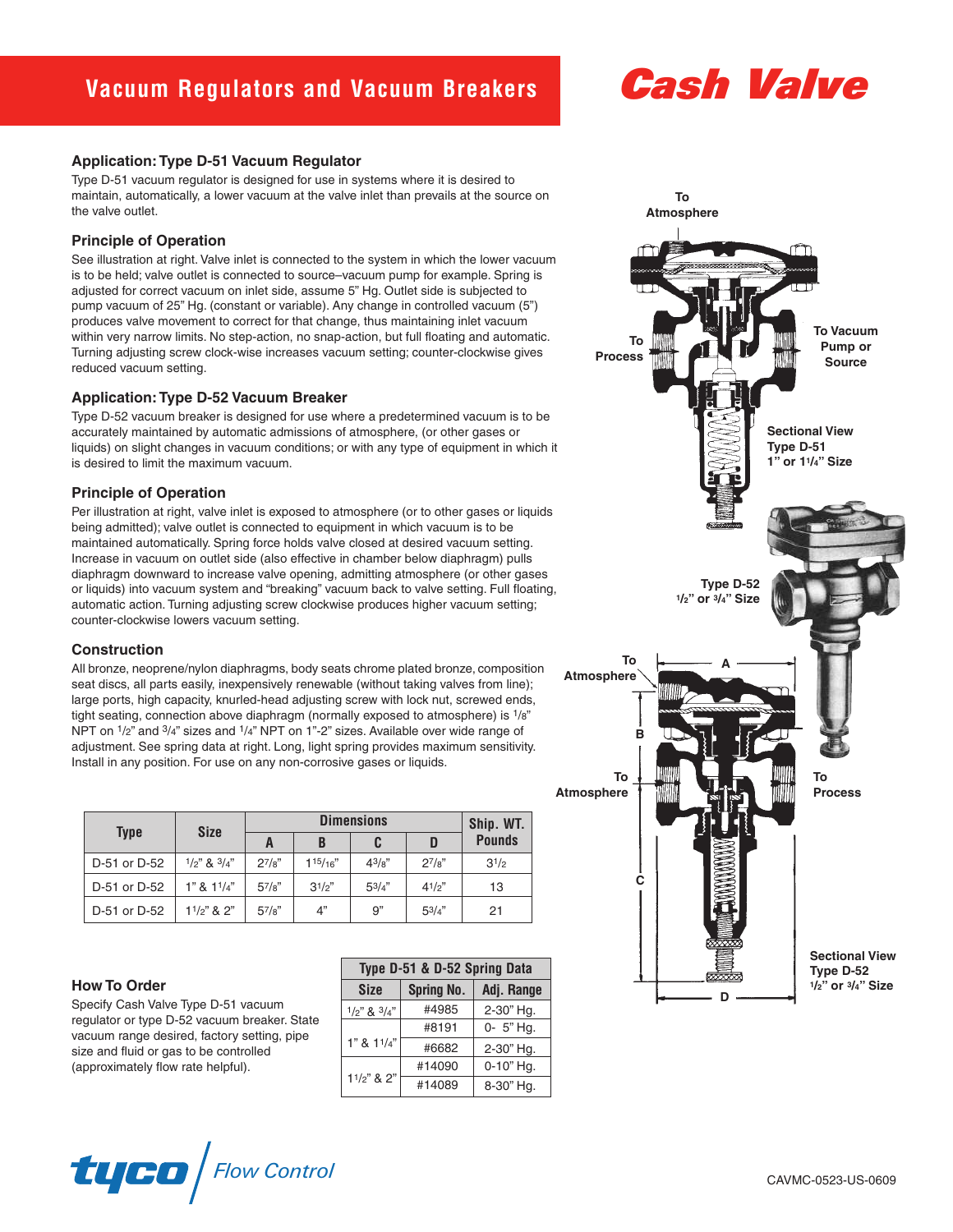# Vacuum Regulators and Vacuum Breakers

**Cash Valve**

## Application: Type D-51 Vacuum Regulator

Type D-51 vacuum regulator is designed for use in systems where it is desired to maintain, automatically, a lower vacuum at the valve inlet than prevails at the source on the valve outlet.

### Principle of Operation

See illustration at right. Valve inlet is connected to the system in which the lower vacuum is to be held; valve outlet is connected to source–vacuum pump for example. Spring is adjusted for correct vacuum on inlet side, assume 5" Hg. Outlet side is subjected to pump vacuum of 25" Hg. (constant or variable). Any change in controlled vacuum (5") produces valve movement to correct for that change, thus maintaining inlet vacuum within very narrow limits. No step-action, no snap-action, but full floating and automatic. Turning adjusting screw clock-wise increases vacuum setting; counter-clockwise gives reduced vacuum setting.

## Application: Type D-52 Vacuum Breaker

Type D-52 vacuum breaker is designed for use where a predetermined vacuum is to be accurately maintained by automatic admissions of atmosphere, (or other gases or liquids) on slight changes in vacuum conditions; or with any type of equipment in which it is desired to limit the maximum vacuum.

### Principle of Operation

Per illustration at right, valve inlet is exposed to atmosphere (or to other gases or liquids being admitted); valve outlet is connected to equipment in which vacuum is to be maintained automatically. Spring force holds valve closed at desired vacuum setting. Increase in vacuum on outlet side (also effective in chamber below diaphragm) pulls diaphragm downward to increase valve opening, admitting atmosphere (or other gases or liquids) into vacuum system and "breaking" vacuum back to valve setting. Full floating, automatic action. Turning adjusting screw clockwise produces higher vacuum setting; counter-clockwise lowers vacuum setting.

### Construction

All bronze, neoprene/nylon diaphragms, body seats chrome plated bronze, composition seat discs, all parts easily, inexpensively renewable (without taking valves from line); large ports, high capacity, knurled-head adjusting screw with lock nut, screwed ends, tight seating, connection above diaphragm (normally exposed to atmosphere) is 1/8" NPT on 1/2" and 3/4" sizes and 1/4" NPT on 1"-2" sizes. Available over wide range of adjustment. See spring data at right. Long, light spring provides maximum sensitivity. Install in any position. For use on any non-corrosive gases or liquids.

| Type | Size | Dimensions | | | | Ship. WT. Pounds |
|---|---|---|---|---|---|---|
| | | A | B | C | D | |
| D-51 or D-52 | 1/2" & 3/4" | 2 7/8" | 1 15/16" | 4 3/8" | 2 7/8" | 3 1/2 |
| D-51 or D-52 | 1" & 1 1/4" | 5 7/8" | 3 1/2" | 5 3/4" | 4 1/2" | 13 |
| D-51 or D-52 | 1 1/2" & 2" | 5 7/8" | 4" | 9" | 5 3/4" | 21 |

### How To Order

Specify Cash Valve Type D-51 vacuum regulator or type D-52 vacuum breaker. State vacuum range desired, factory setting, pipe size and fluid or gas to be controlled (approximately flow rate helpful).

| Type D-51 & D-52 Spring Data | | |
|---|---|---|
| Size | Spring No. | Adj. Range |
| 1/2" & 3/4" | #4985 | 2-30" Hg. |
| 1" & 1 1/4" | #8191 | 0- 5" Hg. |
| | #6682 | 2-30" Hg. |
| 1 1/2" & 2" | #14090 | 0-10" Hg. |
| | #14089 | 8-30" Hg. |

To Atmosphere
To Process
To Vacuum Pump or Source
Sectional View Type D-51 1" or 1 1/4" Size

Type D-52 1/2" or 3/4" Size

To Atmosphere
To Atmosphere
To Process
Sectional View Type D-52 1/2" or 3/4" Size

tyco Flow Control

CAVMC-0523-US-0609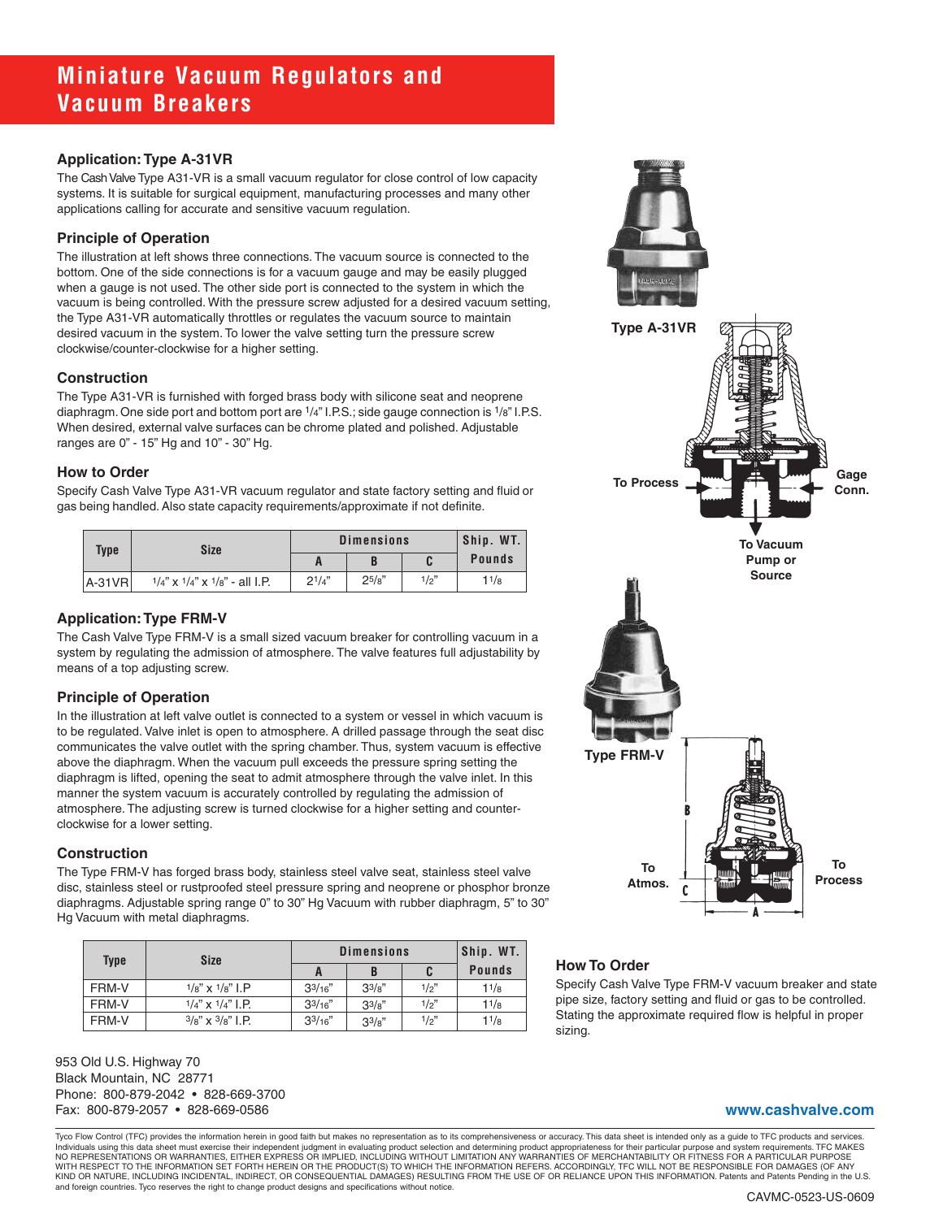# Miniature Vacuum Regulators and Vacuum Breakers

## Application: Type A-31VR

The Cash Valve Type A31-VR is a small vacuum regulator for close control of low capacity systems. It is suitable for surgical equipment, manufacturing processes and many other applications calling for accurate and sensitive vacuum regulation.

## Principle of Operation

The illustration at left shows three connections. The vacuum source is connected to the bottom. One of the side connections is for a vacuum gauge and may be easily plugged when a gauge is not used. The other side port is connected to the system in which the vacuum is being controlled. With the pressure screw adjusted for a desired vacuum setting, the Type A31-VR automatically throttles or regulates the vacuum source to maintain desired vacuum in the system. To lower the valve setting turn the pressure screw clockwise/counter-clockwise for a higher setting.

## Construction

The Type A31-VR is furnished with forged brass body with silicone seat and neoprene diaphragm. One side port and bottom port are 1/4" I.P.S.; side gauge connection is 1/8" I.P.S. When desired, external valve surfaces can be chrome plated and polished. Adjustable ranges are 0" - 15" Hg and 10" - 30" Hg.

## How to Order

Specify Cash Valve Type A31-VR vacuum regulator and state factory setting and fluid or gas being handled. Also state capacity requirements/approximate if not definite.

| Type | Size | Dimensions | | | Ship. WT. |
|---|---|---|---|---|---|
| | | A | B | C | Pounds |
| A-31VR | 1/4" x 1/4" x 1/8" - all I.P. | 2 1/4" | 2 5/8" | 1/2" | 1 1/8 |

Type A-31VR

To Process

Gage Conn.

To Vacuum Pump or Source

## Application: Type FRM-V

The Cash Valve Type FRM-V is a small sized vacuum breaker for controlling vacuum in a system by regulating the admission of atmosphere. The valve features full adjustability by means of a top adjusting screw.

## Principle of Operation

In the illustration at left valve outlet is connected to a system or vessel in which vacuum is to be regulated. Valve inlet is open to atmosphere. A drilled passage through the seat disc communicates the valve outlet with the spring chamber. Thus, system vacuum is effective above the diaphragm. When the vacuum pull exceeds the pressure spring setting the diaphragm is lifted, opening the seat to admit atmosphere through the valve inlet. In this manner the system vacuum is accurately controlled by regulating the admission of atmosphere. The adjusting screw is turned clockwise for a higher setting and counter-clockwise for a lower setting.

## Construction

The Type FRM-V has forged brass body, stainless steel valve seat, stainless steel valve disc, stainless steel or rustproofed steel pressure spring and neoprene or phosphor bronze diaphragms. Adjustable spring range 0" to 30" Hg Vacuum with rubber diaphragm, 5" to 30" Hg Vacuum with metal diaphragms.

| Type | Size | Dimensions | | | Ship. WT. |
|---|---|---|---|---|---|
| | | A | B | C | Pounds |
| FRM-V | 1/8" x 1/8" I.P | 3 3/16" | 3 3/8" | 1/2" | 1 1/8 |
| FRM-V | 1/4" x 1/4" I.P. | 3 3/16" | 3 3/8" | 1/2" | 1 1/8 |
| FRM-V | 3/8" x 3/8" I.P. | 3 3/16" | 3 3/8" | 1/2" | 1 1/8 |

Type FRM-V

To Atmos.

To Process

B

C

A

## How To Order

Specify Cash Valve Type FRM-V vacuum breaker and state pipe size, factory setting and fluid or gas to be controlled. Stating the approximate required flow is helpful in proper sizing.

953 Old U.S. Highway 70
Black Mountain, NC 28771
Phone: 800-879-2042 • 828-669-3700
Fax: 800-879-2057 • 828-669-0586

www.cashvalve.com

Tyco Flow Control (TFC) provides the information herein in good faith but makes no representation as to its comprehensiveness or accuracy. This data sheet is intended only as a guide to TFC products and services. Individuals using this data sheet must exercise their independent judgment in evaluating product selection and determining product appropriateness for their particular purpose and system requirements. TFC MAKES NO REPRESENTATIONS OR WARRANTIES, EITHER EXPRESS OR IMPLIED, INCLUDING WITHOUT LIMITATION ANY WARRANTIES OF MERCHANTABILITY OR FITNESS FOR A PARTICULAR PURPOSE WITH RESPECT TO THE INFORMATION SET FORTH HEREIN OR THE PRODUCT(S) TO WHICH THE INFORMATION REFERS. ACCORDINGLY, TFC WILL NOT BE RESPONSIBLE FOR DAMAGES (OF ANY KIND OR NATURE, INCLUDING INCIDENTAL, INDIRECT, OR CONSEQUENTIAL DAMAGES) RESULTING FROM THE USE OF OR RELIANCE UPON THIS INFORMATION. Patents and Patents Pending in the U.S. and foreign countries. Tyco reserves the right to change product designs and specifications without notice.

CAVMC-0523-US-0609